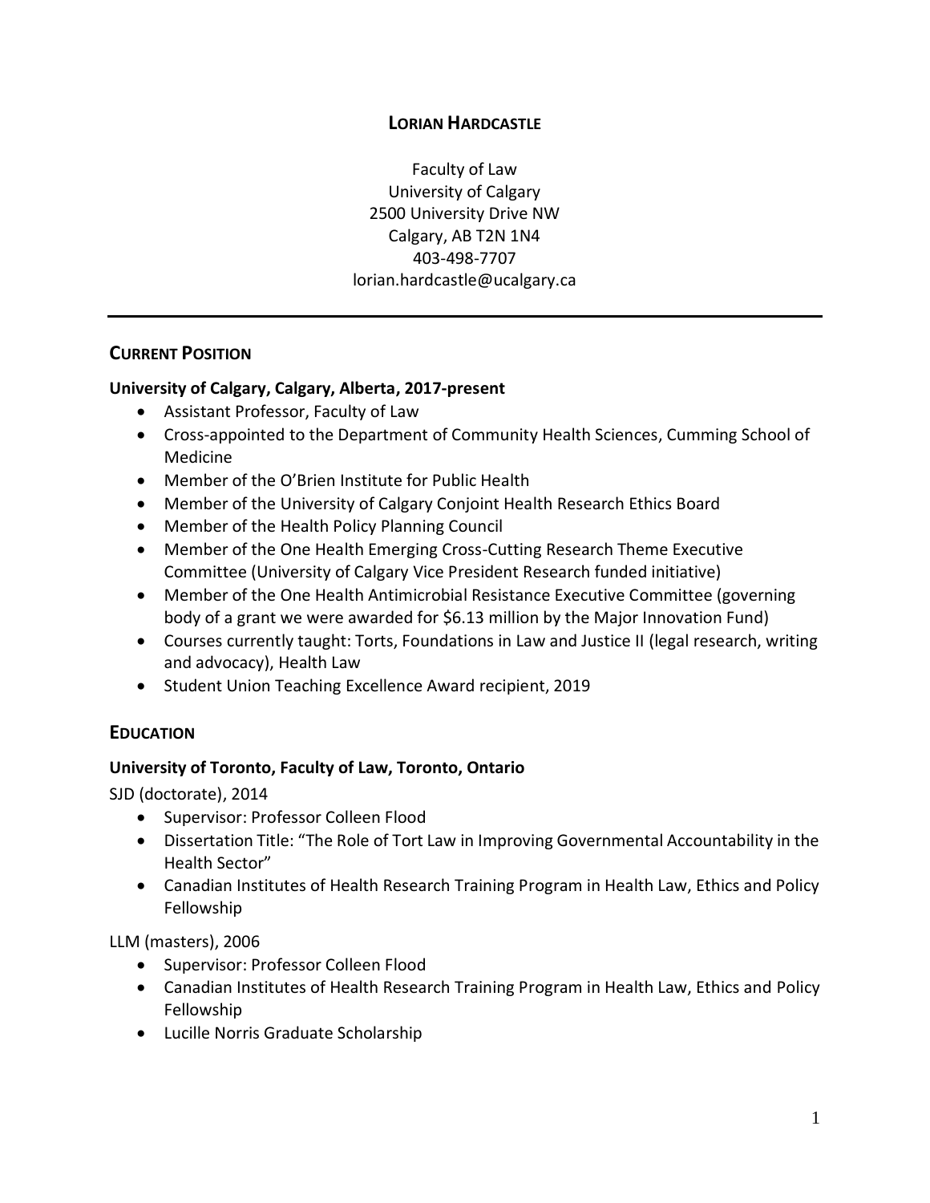# LORIAN HARDCASTLE

Faculty of Law
University of Calgary
2500 University Drive NW
Calgary, AB T2N 1N4
403-498-7707
lorian.hardcastle@ucalgary.ca

---

## CURRENT POSITION

### University of Calgary, Calgary, Alberta, 2017-present

- Assistant Professor, Faculty of Law
- Cross-appointed to the Department of Community Health Sciences, Cumming School of Medicine
- Member of the O'Brien Institute for Public Health
- Member of the University of Calgary Conjoint Health Research Ethics Board
- Member of the Health Policy Planning Council
- Member of the One Health Emerging Cross-Cutting Research Theme Executive Committee (University of Calgary Vice President Research funded initiative)
- Member of the One Health Antimicrobial Resistance Executive Committee (governing body of a grant we were awarded for $6.13 million by the Major Innovation Fund)
- Courses currently taught: Torts, Foundations in Law and Justice II (legal research, writing and advocacy), Health Law
- Student Union Teaching Excellence Award recipient, 2019

## EDUCATION

### University of Toronto, Faculty of Law, Toronto, Ontario

SJD (doctorate), 2014

- Supervisor: Professor Colleen Flood
- Dissertation Title: "The Role of Tort Law in Improving Governmental Accountability in the Health Sector"
- Canadian Institutes of Health Research Training Program in Health Law, Ethics and Policy Fellowship

LLM (masters), 2006

- Supervisor: Professor Colleen Flood
- Canadian Institutes of Health Research Training Program in Health Law, Ethics and Policy Fellowship
- Lucille Norris Graduate Scholarship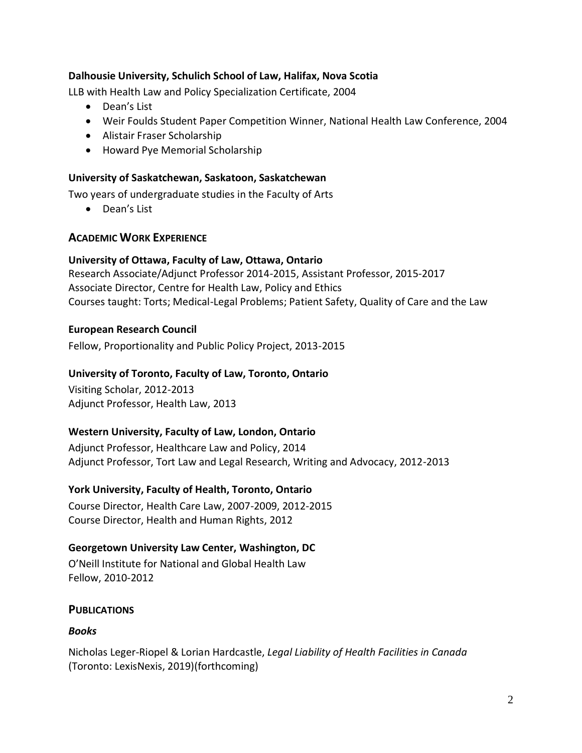**Dalhousie University, Schulich School of Law, Halifax, Nova Scotia**

LLB with Health Law and Policy Specialization Certificate, 2004

- Dean's List
- Weir Foulds Student Paper Competition Winner, National Health Law Conference, 2004
- Alistair Fraser Scholarship
- Howard Pye Memorial Scholarship

**University of Saskatchewan, Saskatoon, Saskatchewan**

Two years of undergraduate studies in the Faculty of Arts

- Dean's List

## ACADEMIC WORK EXPERIENCE

**University of Ottawa, Faculty of Law, Ottawa, Ontario**

Research Associate/Adjunct Professor 2014-2015, Assistant Professor, 2015-2017
Associate Director, Centre for Health Law, Policy and Ethics
Courses taught: Torts; Medical-Legal Problems; Patient Safety, Quality of Care and the Law

**European Research Council**

Fellow, Proportionality and Public Policy Project, 2013-2015

**University of Toronto, Faculty of Law, Toronto, Ontario**

Visiting Scholar, 2012-2013
Adjunct Professor, Health Law, 2013

**Western University, Faculty of Law, London, Ontario**

Adjunct Professor, Healthcare Law and Policy, 2014
Adjunct Professor, Tort Law and Legal Research, Writing and Advocacy, 2012-2013

**York University, Faculty of Health, Toronto, Ontario**

Course Director, Health Care Law, 2007-2009, 2012-2015
Course Director, Health and Human Rights, 2012

**Georgetown University Law Center, Washington, DC**

O'Neill Institute for National and Global Health Law
Fellow, 2010-2012

## PUBLICATIONS

### *Books*

Nicholas Leger-Riopel & Lorian Hardcastle, *Legal Liability of Health Facilities in Canada* (Toronto: LexisNexis, 2019)(forthcoming)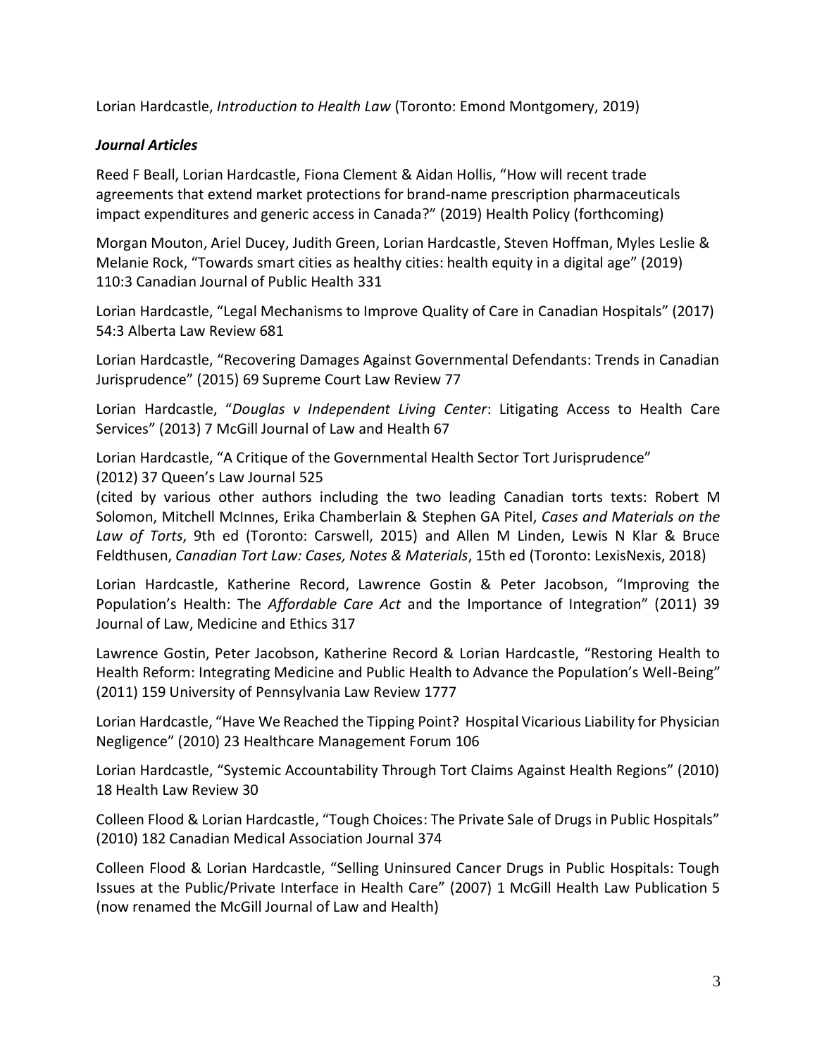Lorian Hardcastle, *Introduction to Health Law* (Toronto: Emond Montgomery, 2019)

### ***Journal Articles***

Reed F Beall, Lorian Hardcastle, Fiona Clement & Aidan Hollis, "How will recent trade agreements that extend market protections for brand-name prescription pharmaceuticals impact expenditures and generic access in Canada?" (2019) Health Policy (forthcoming)

Morgan Mouton, Ariel Ducey, Judith Green, Lorian Hardcastle, Steven Hoffman, Myles Leslie & Melanie Rock, "Towards smart cities as healthy cities: health equity in a digital age" (2019) 110:3 Canadian Journal of Public Health 331

Lorian Hardcastle, "Legal Mechanisms to Improve Quality of Care in Canadian Hospitals" (2017) 54:3 Alberta Law Review 681

Lorian Hardcastle, "Recovering Damages Against Governmental Defendants: Trends in Canadian Jurisprudence" (2015) 69 Supreme Court Law Review 77

Lorian Hardcastle, "*Douglas v Independent Living Center*: Litigating Access to Health Care Services" (2013) 7 McGill Journal of Law and Health 67

Lorian Hardcastle, "A Critique of the Governmental Health Sector Tort Jurisprudence" (2012) 37 Queen's Law Journal 525
(cited by various other authors including the two leading Canadian torts texts: Robert M Solomon, Mitchell McInnes, Erika Chamberlain & Stephen GA Pitel, *Cases and Materials on the Law of Torts*, 9th ed (Toronto: Carswell, 2015) and Allen M Linden, Lewis N Klar & Bruce Feldthusen, *Canadian Tort Law: Cases, Notes & Materials*, 15th ed (Toronto: LexisNexis, 2018)

Lorian Hardcastle, Katherine Record, Lawrence Gostin & Peter Jacobson, "Improving the Population's Health: The *Affordable Care Act* and the Importance of Integration" (2011) 39 Journal of Law, Medicine and Ethics 317

Lawrence Gostin, Peter Jacobson, Katherine Record & Lorian Hardcastle, "Restoring Health to Health Reform: Integrating Medicine and Public Health to Advance the Population's Well-Being" (2011) 159 University of Pennsylvania Law Review 1777

Lorian Hardcastle, "Have We Reached the Tipping Point? Hospital Vicarious Liability for Physician Negligence" (2010) 23 Healthcare Management Forum 106

Lorian Hardcastle, "Systemic Accountability Through Tort Claims Against Health Regions" (2010) 18 Health Law Review 30

Colleen Flood & Lorian Hardcastle, "Tough Choices: The Private Sale of Drugs in Public Hospitals" (2010) 182 Canadian Medical Association Journal 374

Colleen Flood & Lorian Hardcastle, "Selling Uninsured Cancer Drugs in Public Hospitals: Tough Issues at the Public/Private Interface in Health Care" (2007) 1 McGill Health Law Publication 5 (now renamed the McGill Journal of Law and Health)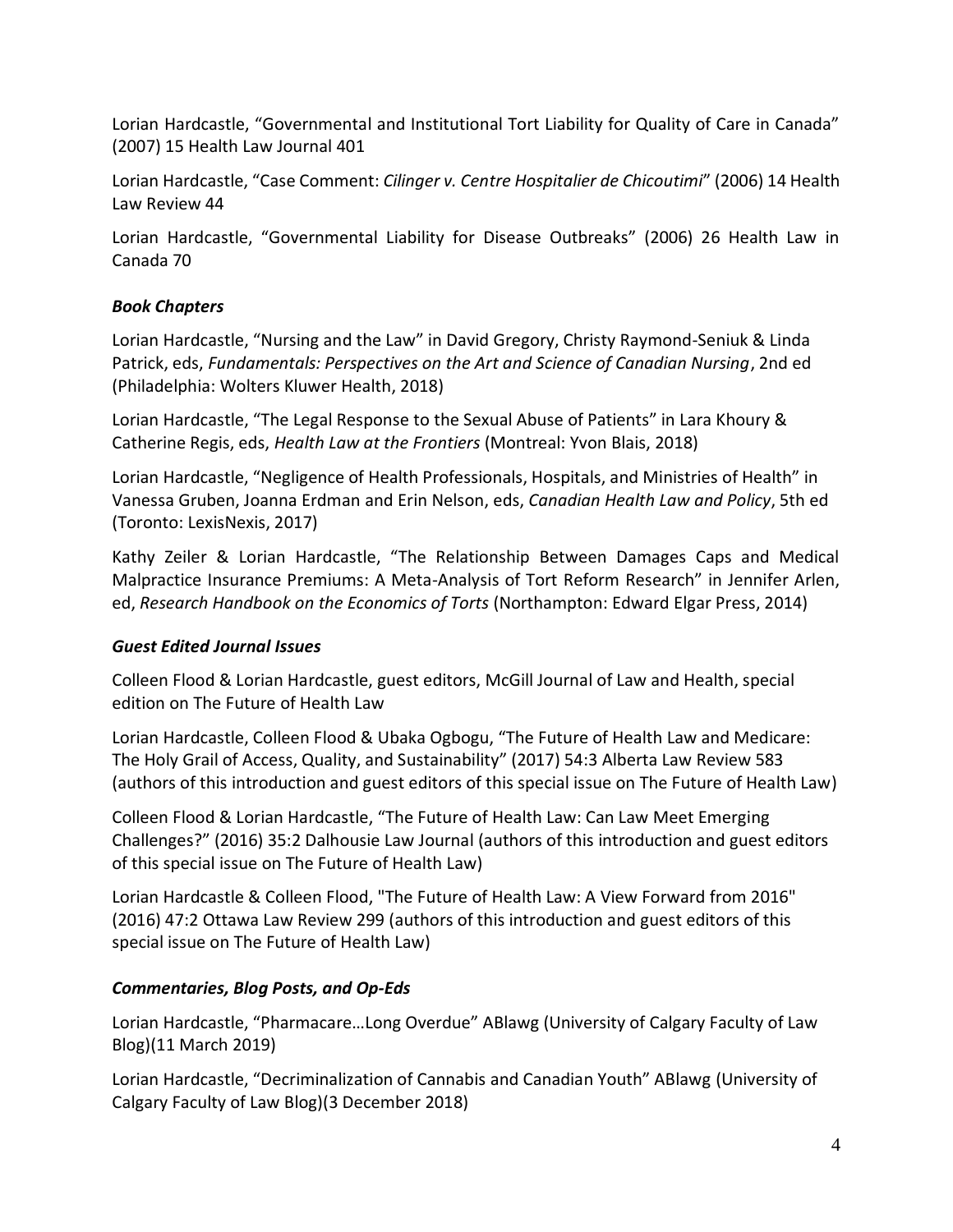Lorian Hardcastle, “Governmental and Institutional Tort Liability for Quality of Care in Canada” (2007) 15 Health Law Journal 401

Lorian Hardcastle, “Case Comment: *Cilinger v. Centre Hospitalier de Chicoutimi*” (2006) 14 Health Law Review 44

Lorian Hardcastle, “Governmental Liability for Disease Outbreaks” (2006) 26 Health Law in Canada 70

### *Book Chapters*

Lorian Hardcastle, “Nursing and the Law” in David Gregory, Christy Raymond-Seniuk & Linda Patrick, eds, *Fundamentals: Perspectives on the Art and Science of Canadian Nursing*, 2nd ed (Philadelphia: Wolters Kluwer Health, 2018)

Lorian Hardcastle, “The Legal Response to the Sexual Abuse of Patients” in Lara Khoury & Catherine Regis, eds, *Health Law at the Frontiers* (Montreal: Yvon Blais, 2018)

Lorian Hardcastle, “Negligence of Health Professionals, Hospitals, and Ministries of Health” in Vanessa Gruben, Joanna Erdman and Erin Nelson, eds, *Canadian Health Law and Policy*, 5th ed (Toronto: LexisNexis, 2017)

Kathy Zeiler & Lorian Hardcastle, “The Relationship Between Damages Caps and Medical Malpractice Insurance Premiums: A Meta-Analysis of Tort Reform Research” in Jennifer Arlen, ed, *Research Handbook on the Economics of Torts* (Northampton: Edward Elgar Press, 2014)

### *Guest Edited Journal Issues*

Colleen Flood & Lorian Hardcastle, guest editors, McGill Journal of Law and Health, special edition on The Future of Health Law

Lorian Hardcastle, Colleen Flood & Ubaka Ogbogu, “The Future of Health Law and Medicare: The Holy Grail of Access, Quality, and Sustainability” (2017) 54:3 Alberta Law Review 583 (authors of this introduction and guest editors of this special issue on The Future of Health Law)

Colleen Flood & Lorian Hardcastle, “The Future of Health Law: Can Law Meet Emerging Challenges?” (2016) 35:2 Dalhousie Law Journal (authors of this introduction and guest editors of this special issue on The Future of Health Law)

Lorian Hardcastle & Colleen Flood, "The Future of Health Law: A View Forward from 2016" (2016) 47:2 Ottawa Law Review 299 (authors of this introduction and guest editors of this special issue on The Future of Health Law)

### *Commentaries, Blog Posts, and Op-Eds*

Lorian Hardcastle, “Pharmacare…Long Overdue” ABlawg (University of Calgary Faculty of Law Blog)(11 March 2019)

Lorian Hardcastle, “Decriminalization of Cannabis and Canadian Youth” ABlawg (University of Calgary Faculty of Law Blog)(3 December 2018)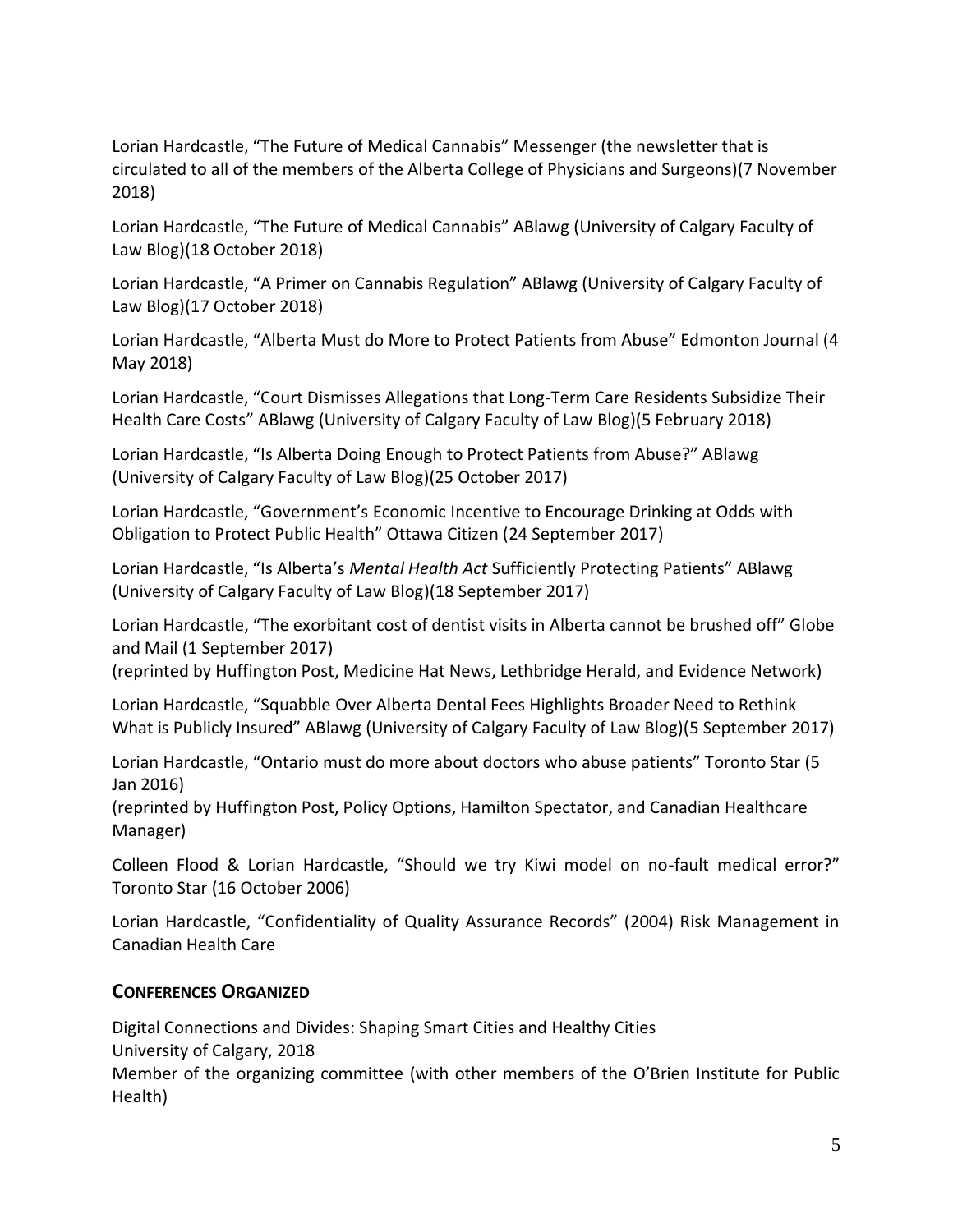Lorian Hardcastle, "The Future of Medical Cannabis" Messenger (the newsletter that is circulated to all of the members of the Alberta College of Physicians and Surgeons)(7 November 2018)

Lorian Hardcastle, "The Future of Medical Cannabis" ABlawg (University of Calgary Faculty of Law Blog)(18 October 2018)

Lorian Hardcastle, "A Primer on Cannabis Regulation" ABlawg (University of Calgary Faculty of Law Blog)(17 October 2018)

Lorian Hardcastle, "Alberta Must do More to Protect Patients from Abuse" Edmonton Journal (4 May 2018)

Lorian Hardcastle, "Court Dismisses Allegations that Long-Term Care Residents Subsidize Their Health Care Costs" ABlawg (University of Calgary Faculty of Law Blog)(5 February 2018)

Lorian Hardcastle, "Is Alberta Doing Enough to Protect Patients from Abuse?" ABlawg (University of Calgary Faculty of Law Blog)(25 October 2017)

Lorian Hardcastle, "Government's Economic Incentive to Encourage Drinking at Odds with Obligation to Protect Public Health" Ottawa Citizen (24 September 2017)

Lorian Hardcastle, "Is Alberta's *Mental Health Act* Sufficiently Protecting Patients" ABlawg (University of Calgary Faculty of Law Blog)(18 September 2017)

Lorian Hardcastle, "The exorbitant cost of dentist visits in Alberta cannot be brushed off" Globe and Mail (1 September 2017)
(reprinted by Huffington Post, Medicine Hat News, Lethbridge Herald, and Evidence Network)

Lorian Hardcastle, "Squabble Over Alberta Dental Fees Highlights Broader Need to Rethink What is Publicly Insured" ABlawg (University of Calgary Faculty of Law Blog)(5 September 2017)

Lorian Hardcastle, "Ontario must do more about doctors who abuse patients" Toronto Star (5 Jan 2016)
(reprinted by Huffington Post, Policy Options, Hamilton Spectator, and Canadian Healthcare Manager)

Colleen Flood & Lorian Hardcastle, "Should we try Kiwi model on no-fault medical error?" Toronto Star (16 October 2006)

Lorian Hardcastle, "Confidentiality of Quality Assurance Records" (2004) Risk Management in Canadian Health Care

## CONFERENCES ORGANIZED

Digital Connections and Divides: Shaping Smart Cities and Healthy Cities
University of Calgary, 2018
Member of the organizing committee (with other members of the O'Brien Institute for Public Health)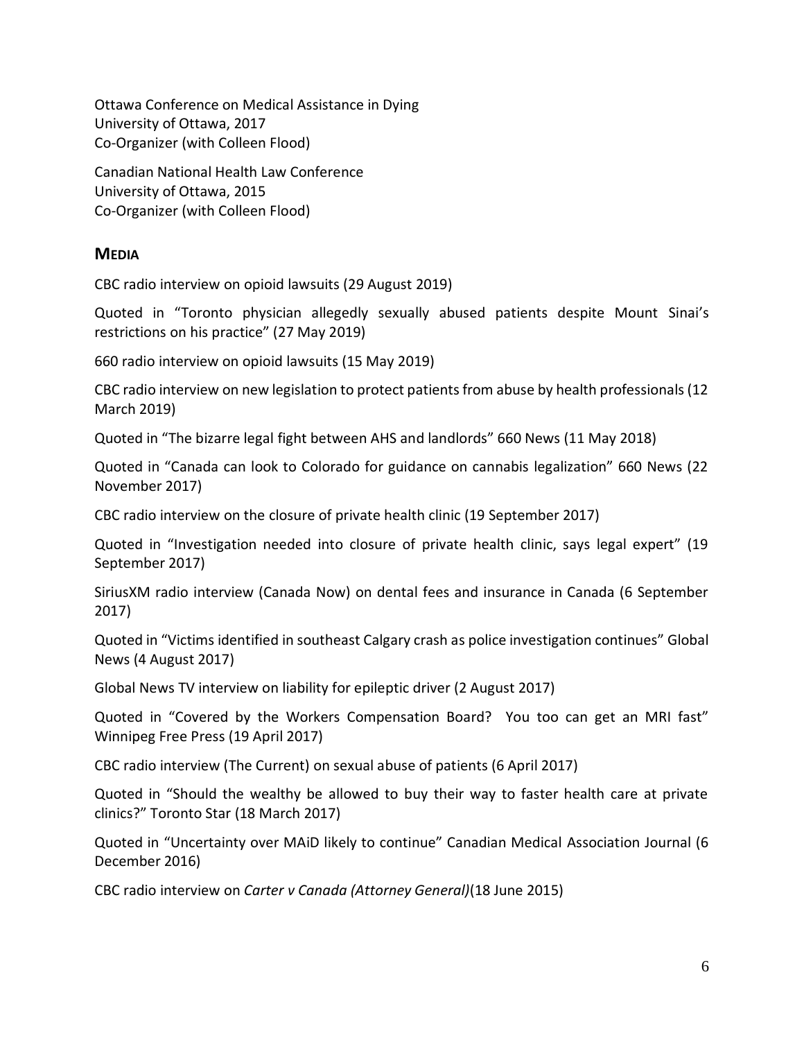Ottawa Conference on Medical Assistance in Dying
University of Ottawa, 2017
Co-Organizer (with Colleen Flood)

Canadian National Health Law Conference
University of Ottawa, 2015
Co-Organizer (with Colleen Flood)

## MEDIA

CBC radio interview on opioid lawsuits (29 August 2019)

Quoted in "Toronto physician allegedly sexually abused patients despite Mount Sinai's restrictions on his practice" (27 May 2019)

660 radio interview on opioid lawsuits (15 May 2019)

CBC radio interview on new legislation to protect patients from abuse by health professionals (12 March 2019)

Quoted in "The bizarre legal fight between AHS and landlords" 660 News (11 May 2018)

Quoted in "Canada can look to Colorado for guidance on cannabis legalization" 660 News (22 November 2017)

CBC radio interview on the closure of private health clinic (19 September 2017)

Quoted in "Investigation needed into closure of private health clinic, says legal expert" (19 September 2017)

SiriusXM radio interview (Canada Now) on dental fees and insurance in Canada (6 September 2017)

Quoted in "Victims identified in southeast Calgary crash as police investigation continues" Global News (4 August 2017)

Global News TV interview on liability for epileptic driver (2 August 2017)

Quoted in "Covered by the Workers Compensation Board? You too can get an MRI fast" Winnipeg Free Press (19 April 2017)

CBC radio interview (The Current) on sexual abuse of patients (6 April 2017)

Quoted in "Should the wealthy be allowed to buy their way to faster health care at private clinics?" Toronto Star (18 March 2017)

Quoted in "Uncertainty over MAiD likely to continue" Canadian Medical Association Journal (6 December 2016)

CBC radio interview on *Carter v Canada (Attorney General)*(18 June 2015)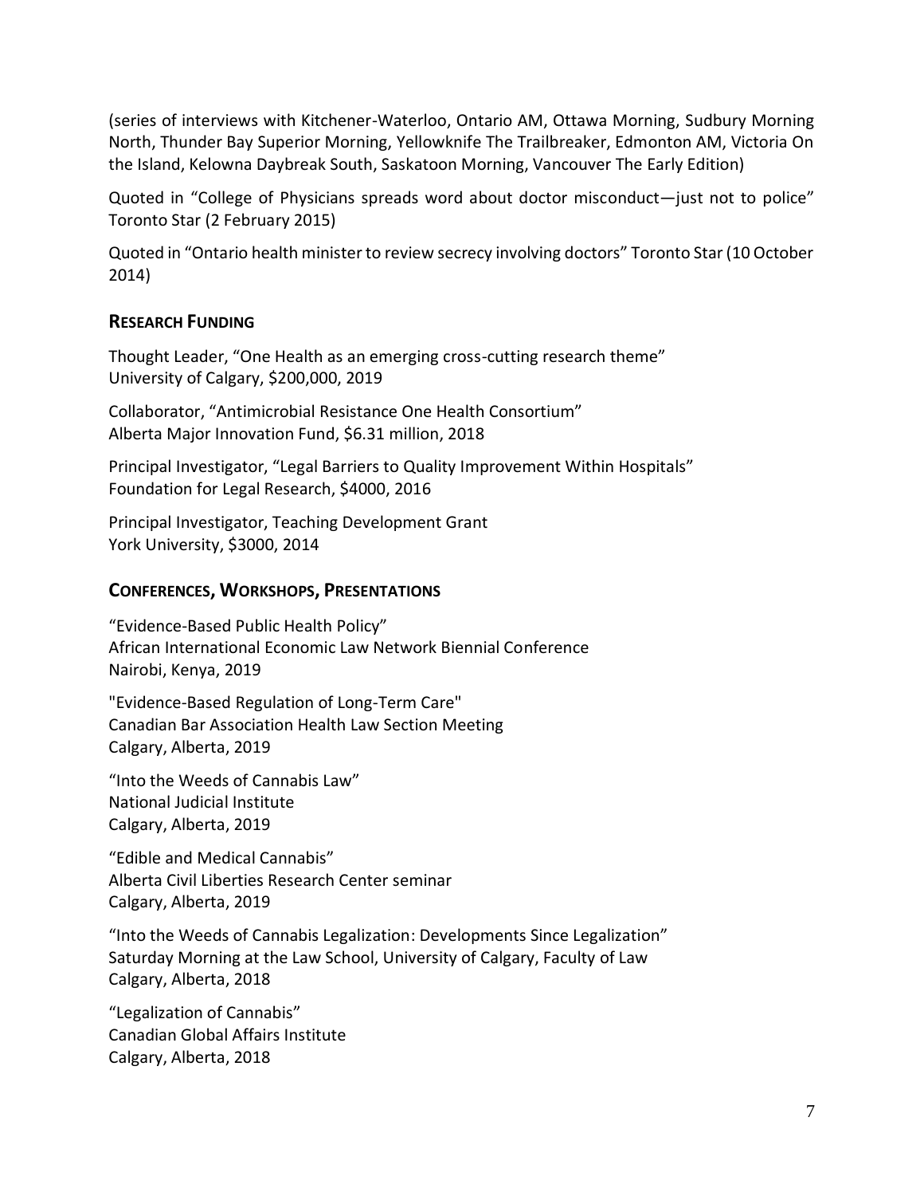(series of interviews with Kitchener-Waterloo, Ontario AM, Ottawa Morning, Sudbury Morning North, Thunder Bay Superior Morning, Yellowknife The Trailbreaker, Edmonton AM, Victoria On the Island, Kelowna Daybreak South, Saskatoon Morning, Vancouver The Early Edition)

Quoted in "College of Physicians spreads word about doctor misconduct—just not to police" Toronto Star (2 February 2015)

Quoted in "Ontario health minister to review secrecy involving doctors" Toronto Star (10 October 2014)

## RESEARCH FUNDING

Thought Leader, "One Health as an emerging cross-cutting research theme"
University of Calgary, $200,000, 2019

Collaborator, "Antimicrobial Resistance One Health Consortium"
Alberta Major Innovation Fund, $6.31 million, 2018

Principal Investigator, "Legal Barriers to Quality Improvement Within Hospitals"
Foundation for Legal Research, $4000, 2016

Principal Investigator, Teaching Development Grant
York University, $3000, 2014

## CONFERENCES, WORKSHOPS, PRESENTATIONS

"Evidence-Based Public Health Policy"
African International Economic Law Network Biennial Conference
Nairobi, Kenya, 2019

"Evidence-Based Regulation of Long-Term Care"
Canadian Bar Association Health Law Section Meeting
Calgary, Alberta, 2019

"Into the Weeds of Cannabis Law"
National Judicial Institute
Calgary, Alberta, 2019

"Edible and Medical Cannabis"
Alberta Civil Liberties Research Center seminar
Calgary, Alberta, 2019

"Into the Weeds of Cannabis Legalization: Developments Since Legalization"
Saturday Morning at the Law School, University of Calgary, Faculty of Law
Calgary, Alberta, 2018

"Legalization of Cannabis"
Canadian Global Affairs Institute
Calgary, Alberta, 2018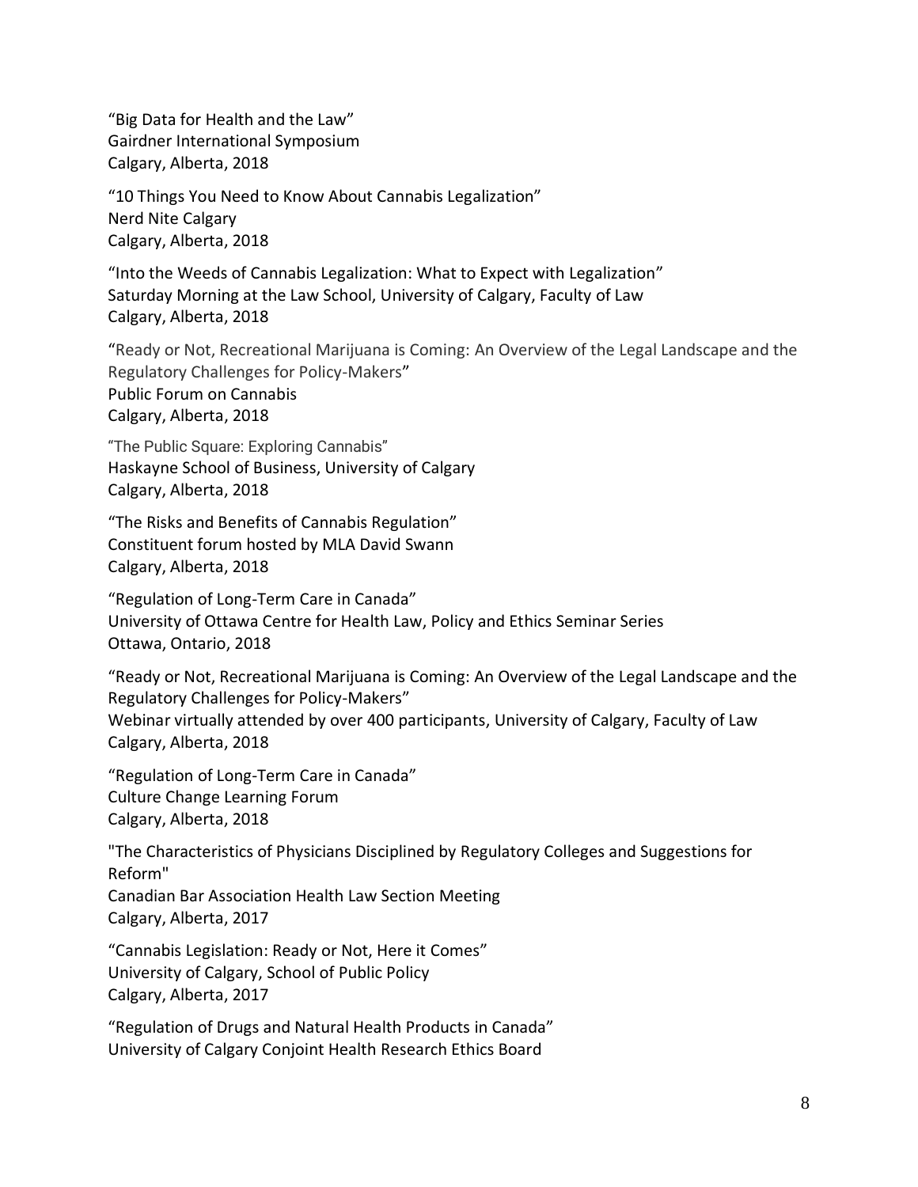"Big Data for Health and the Law"
Gairdner International Symposium
Calgary, Alberta, 2018

"10 Things You Need to Know About Cannabis Legalization"
Nerd Nite Calgary
Calgary, Alberta, 2018

"Into the Weeds of Cannabis Legalization: What to Expect with Legalization"
Saturday Morning at the Law School, University of Calgary, Faculty of Law
Calgary, Alberta, 2018

"Ready or Not, Recreational Marijuana is Coming: An Overview of the Legal Landscape and the Regulatory Challenges for Policy-Makers"
Public Forum on Cannabis
Calgary, Alberta, 2018

"The Public Square: Exploring Cannabis"
Haskayne School of Business, University of Calgary
Calgary, Alberta, 2018

"The Risks and Benefits of Cannabis Regulation"
Constituent forum hosted by MLA David Swann
Calgary, Alberta, 2018

"Regulation of Long-Term Care in Canada"
University of Ottawa Centre for Health Law, Policy and Ethics Seminar Series
Ottawa, Ontario, 2018

"Ready or Not, Recreational Marijuana is Coming: An Overview of the Legal Landscape and the Regulatory Challenges for Policy-Makers"
Webinar virtually attended by over 400 participants, University of Calgary, Faculty of Law
Calgary, Alberta, 2018

"Regulation of Long-Term Care in Canada"
Culture Change Learning Forum
Calgary, Alberta, 2018

"The Characteristics of Physicians Disciplined by Regulatory Colleges and Suggestions for Reform"
Canadian Bar Association Health Law Section Meeting
Calgary, Alberta, 2017

"Cannabis Legislation: Ready or Not, Here it Comes"
University of Calgary, School of Public Policy
Calgary, Alberta, 2017

"Regulation of Drugs and Natural Health Products in Canada"
University of Calgary Conjoint Health Research Ethics Board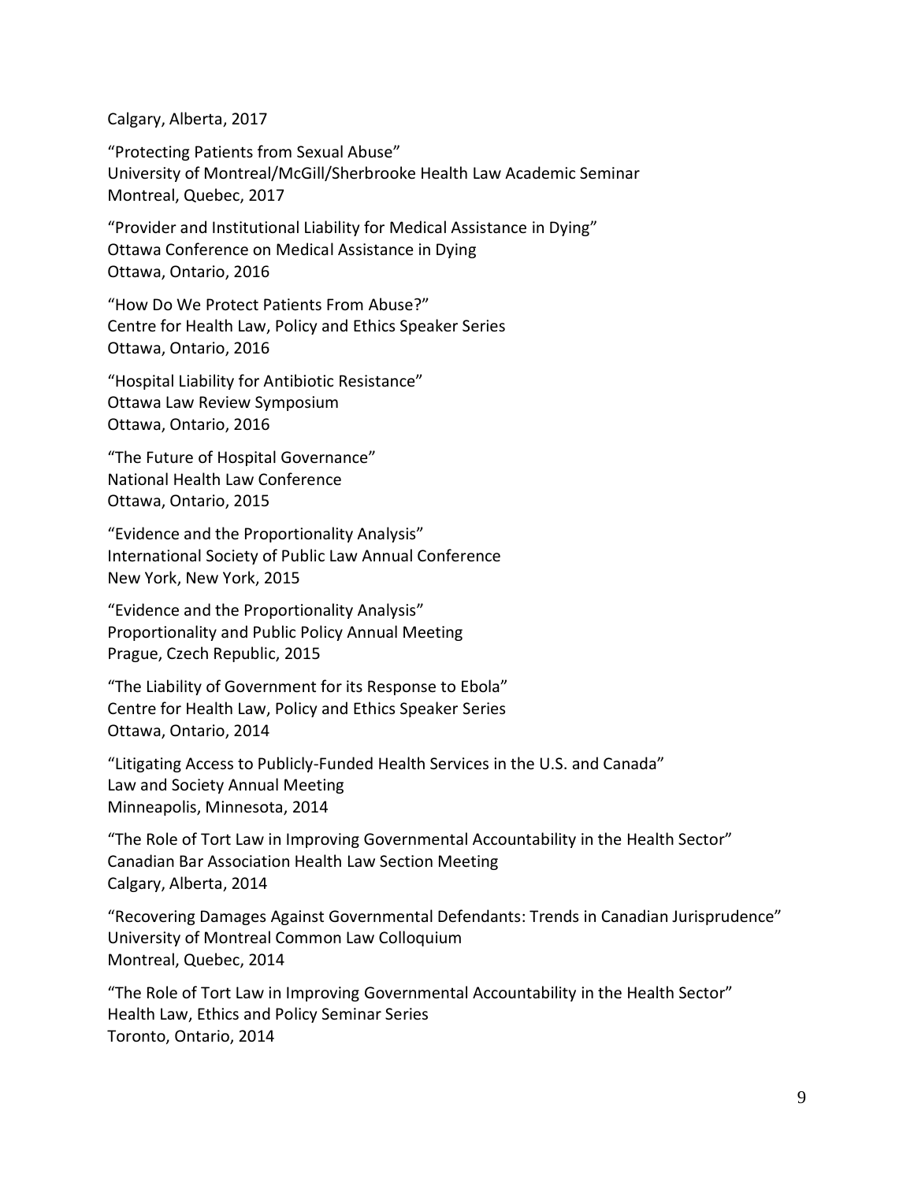Calgary, Alberta, 2017

"Protecting Patients from Sexual Abuse"
University of Montreal/McGill/Sherbrooke Health Law Academic Seminar
Montreal, Quebec, 2017

"Provider and Institutional Liability for Medical Assistance in Dying"
Ottawa Conference on Medical Assistance in Dying
Ottawa, Ontario, 2016

"How Do We Protect Patients From Abuse?"
Centre for Health Law, Policy and Ethics Speaker Series
Ottawa, Ontario, 2016

"Hospital Liability for Antibiotic Resistance"
Ottawa Law Review Symposium
Ottawa, Ontario, 2016

"The Future of Hospital Governance"
National Health Law Conference
Ottawa, Ontario, 2015

"Evidence and the Proportionality Analysis"
International Society of Public Law Annual Conference
New York, New York, 2015

"Evidence and the Proportionality Analysis"
Proportionality and Public Policy Annual Meeting
Prague, Czech Republic, 2015

"The Liability of Government for its Response to Ebola"
Centre for Health Law, Policy and Ethics Speaker Series
Ottawa, Ontario, 2014

"Litigating Access to Publicly-Funded Health Services in the U.S. and Canada"
Law and Society Annual Meeting
Minneapolis, Minnesota, 2014

"The Role of Tort Law in Improving Governmental Accountability in the Health Sector"
Canadian Bar Association Health Law Section Meeting
Calgary, Alberta, 2014

"Recovering Damages Against Governmental Defendants: Trends in Canadian Jurisprudence"
University of Montreal Common Law Colloquium
Montreal, Quebec, 2014

"The Role of Tort Law in Improving Governmental Accountability in the Health Sector"
Health Law, Ethics and Policy Seminar Series
Toronto, Ontario, 2014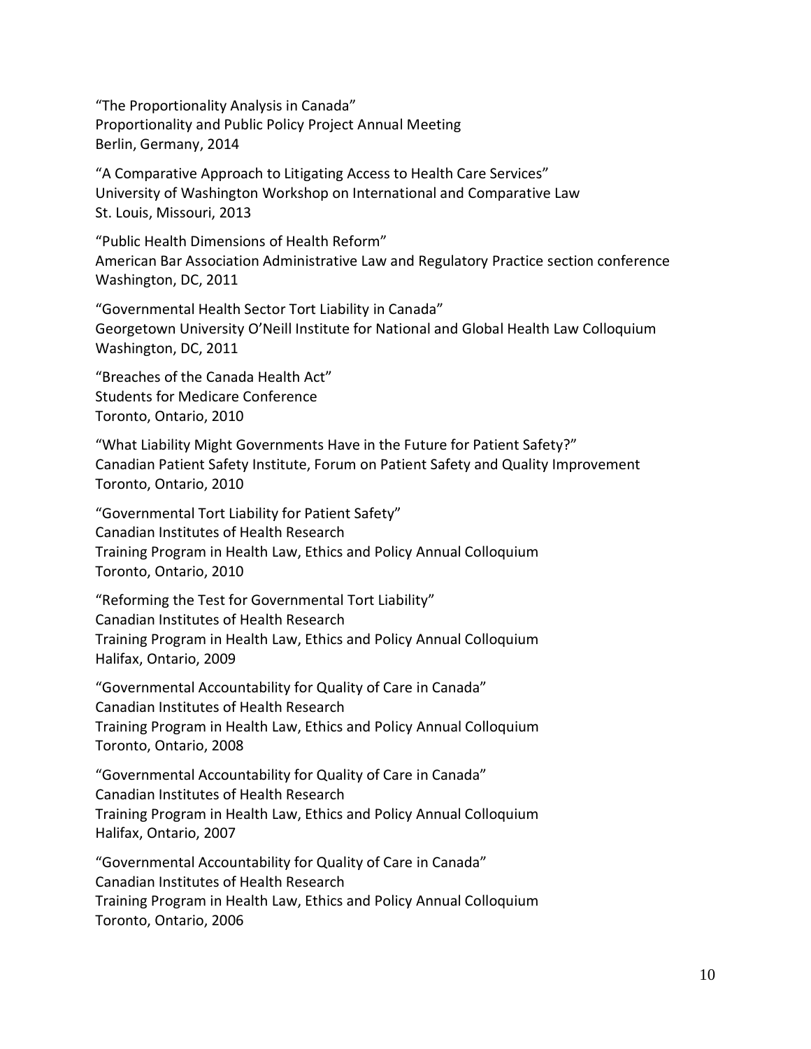"The Proportionality Analysis in Canada"
Proportionality and Public Policy Project Annual Meeting
Berlin, Germany, 2014

"A Comparative Approach to Litigating Access to Health Care Services"
University of Washington Workshop on International and Comparative Law
St. Louis, Missouri, 2013

"Public Health Dimensions of Health Reform"
American Bar Association Administrative Law and Regulatory Practice section conference
Washington, DC, 2011

"Governmental Health Sector Tort Liability in Canada"
Georgetown University O'Neill Institute for National and Global Health Law Colloquium
Washington, DC, 2011

"Breaches of the Canada Health Act"
Students for Medicare Conference
Toronto, Ontario, 2010

"What Liability Might Governments Have in the Future for Patient Safety?"
Canadian Patient Safety Institute, Forum on Patient Safety and Quality Improvement
Toronto, Ontario, 2010

"Governmental Tort Liability for Patient Safety"
Canadian Institutes of Health Research
Training Program in Health Law, Ethics and Policy Annual Colloquium
Toronto, Ontario, 2010

"Reforming the Test for Governmental Tort Liability"
Canadian Institutes of Health Research
Training Program in Health Law, Ethics and Policy Annual Colloquium
Halifax, Ontario, 2009

"Governmental Accountability for Quality of Care in Canada"
Canadian Institutes of Health Research
Training Program in Health Law, Ethics and Policy Annual Colloquium
Toronto, Ontario, 2008

"Governmental Accountability for Quality of Care in Canada"
Canadian Institutes of Health Research
Training Program in Health Law, Ethics and Policy Annual Colloquium
Halifax, Ontario, 2007

"Governmental Accountability for Quality of Care in Canada"
Canadian Institutes of Health Research
Training Program in Health Law, Ethics and Policy Annual Colloquium
Toronto, Ontario, 2006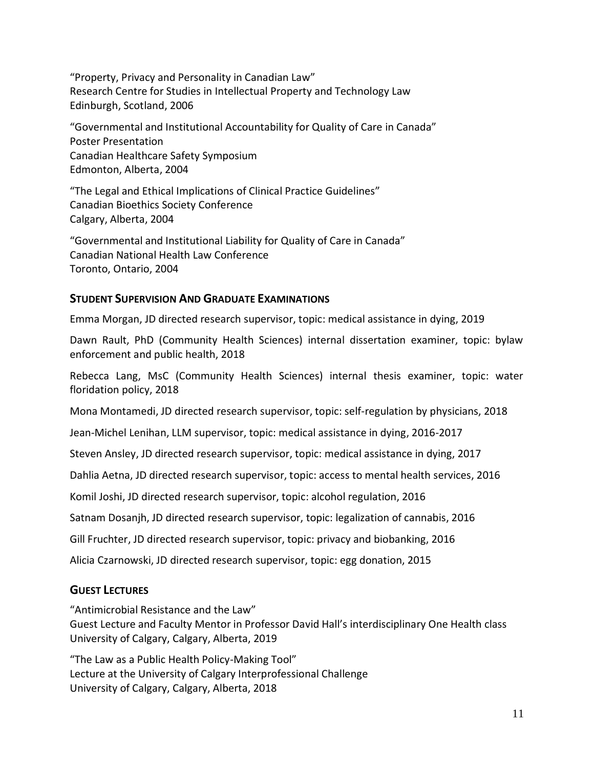"Property, Privacy and Personality in Canadian Law"
Research Centre for Studies in Intellectual Property and Technology Law
Edinburgh, Scotland, 2006

"Governmental and Institutional Accountability for Quality of Care in Canada"
Poster Presentation
Canadian Healthcare Safety Symposium
Edmonton, Alberta, 2004

"The Legal and Ethical Implications of Clinical Practice Guidelines"
Canadian Bioethics Society Conference
Calgary, Alberta, 2004

"Governmental and Institutional Liability for Quality of Care in Canada"
Canadian National Health Law Conference
Toronto, Ontario, 2004

## Student Supervision And Graduate Examinations

Emma Morgan, JD directed research supervisor, topic: medical assistance in dying, 2019

Dawn Rault, PhD (Community Health Sciences) internal dissertation examiner, topic: bylaw enforcement and public health, 2018

Rebecca Lang, MsC (Community Health Sciences) internal thesis examiner, topic: water floridation policy, 2018

Mona Montamedi, JD directed research supervisor, topic: self-regulation by physicians, 2018

Jean-Michel Lenihan, LLM supervisor, topic: medical assistance in dying, 2016-2017

Steven Ansley, JD directed research supervisor, topic: medical assistance in dying, 2017

Dahlia Aetna, JD directed research supervisor, topic: access to mental health services, 2016

Komil Joshi, JD directed research supervisor, topic: alcohol regulation, 2016

Satnam Dosanjh, JD directed research supervisor, topic: legalization of cannabis, 2016

Gill Fruchter, JD directed research supervisor, topic: privacy and biobanking, 2016

Alicia Czarnowski, JD directed research supervisor, topic: egg donation, 2015

## Guest Lectures

"Antimicrobial Resistance and the Law"
Guest Lecture and Faculty Mentor in Professor David Hall's interdisciplinary One Health class
University of Calgary, Calgary, Alberta, 2019

"The Law as a Public Health Policy-Making Tool"
Lecture at the University of Calgary Interprofessional Challenge
University of Calgary, Calgary, Alberta, 2018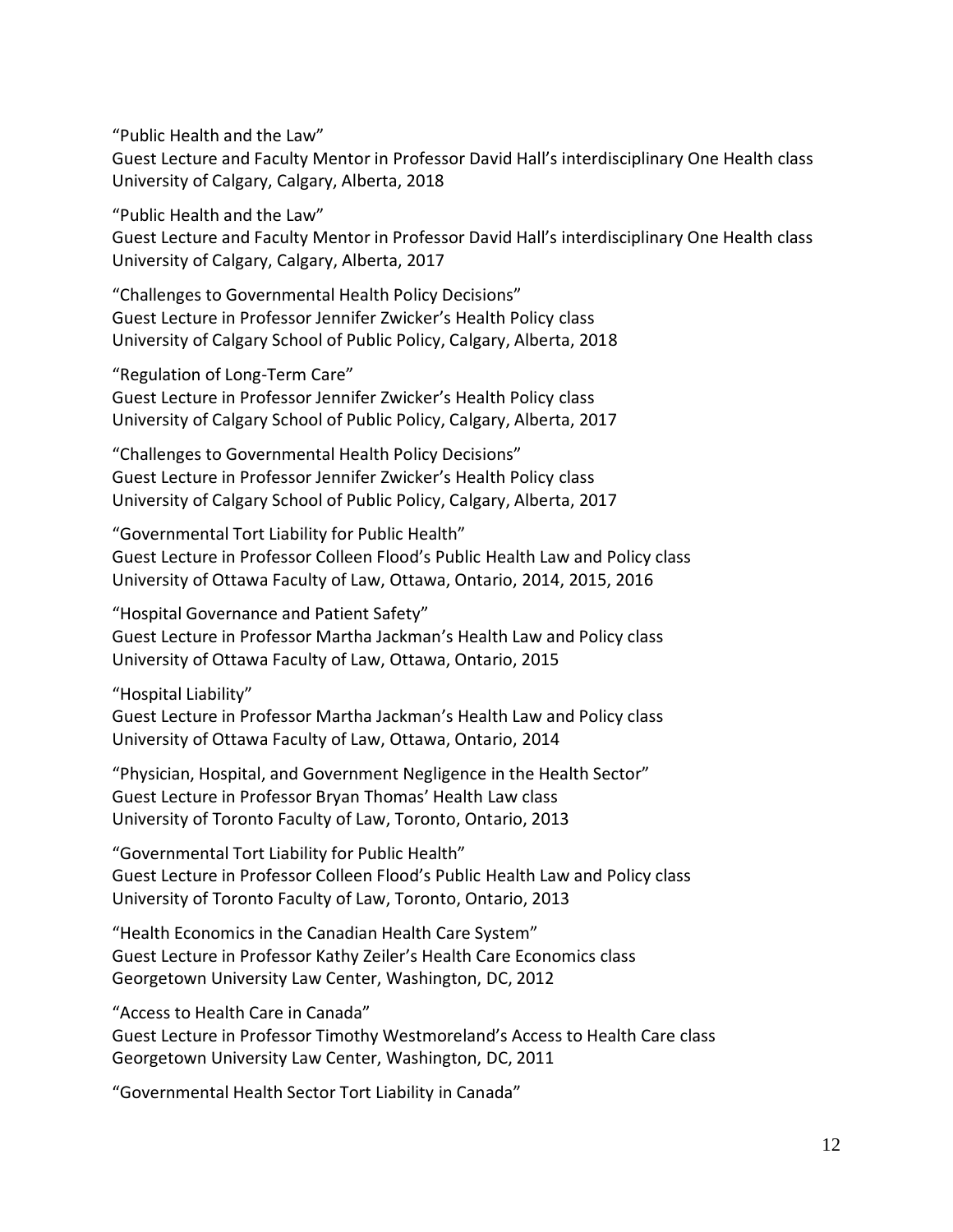"Public Health and the Law"
Guest Lecture and Faculty Mentor in Professor David Hall's interdisciplinary One Health class
University of Calgary, Calgary, Alberta, 2018

"Public Health and the Law"
Guest Lecture and Faculty Mentor in Professor David Hall's interdisciplinary One Health class
University of Calgary, Calgary, Alberta, 2017

"Challenges to Governmental Health Policy Decisions"
Guest Lecture in Professor Jennifer Zwicker's Health Policy class
University of Calgary School of Public Policy, Calgary, Alberta, 2018

"Regulation of Long-Term Care"
Guest Lecture in Professor Jennifer Zwicker's Health Policy class
University of Calgary School of Public Policy, Calgary, Alberta, 2017

"Challenges to Governmental Health Policy Decisions"
Guest Lecture in Professor Jennifer Zwicker's Health Policy class
University of Calgary School of Public Policy, Calgary, Alberta, 2017

"Governmental Tort Liability for Public Health"
Guest Lecture in Professor Colleen Flood's Public Health Law and Policy class
University of Ottawa Faculty of Law, Ottawa, Ontario, 2014, 2015, 2016

"Hospital Governance and Patient Safety"
Guest Lecture in Professor Martha Jackman's Health Law and Policy class
University of Ottawa Faculty of Law, Ottawa, Ontario, 2015

"Hospital Liability"
Guest Lecture in Professor Martha Jackman's Health Law and Policy class
University of Ottawa Faculty of Law, Ottawa, Ontario, 2014

"Physician, Hospital, and Government Negligence in the Health Sector"
Guest Lecture in Professor Bryan Thomas' Health Law class
University of Toronto Faculty of Law, Toronto, Ontario, 2013

"Governmental Tort Liability for Public Health"
Guest Lecture in Professor Colleen Flood's Public Health Law and Policy class
University of Toronto Faculty of Law, Toronto, Ontario, 2013

"Health Economics in the Canadian Health Care System"
Guest Lecture in Professor Kathy Zeiler's Health Care Economics class
Georgetown University Law Center, Washington, DC, 2012

"Access to Health Care in Canada"
Guest Lecture in Professor Timothy Westmoreland's Access to Health Care class
Georgetown University Law Center, Washington, DC, 2011

"Governmental Health Sector Tort Liability in Canada"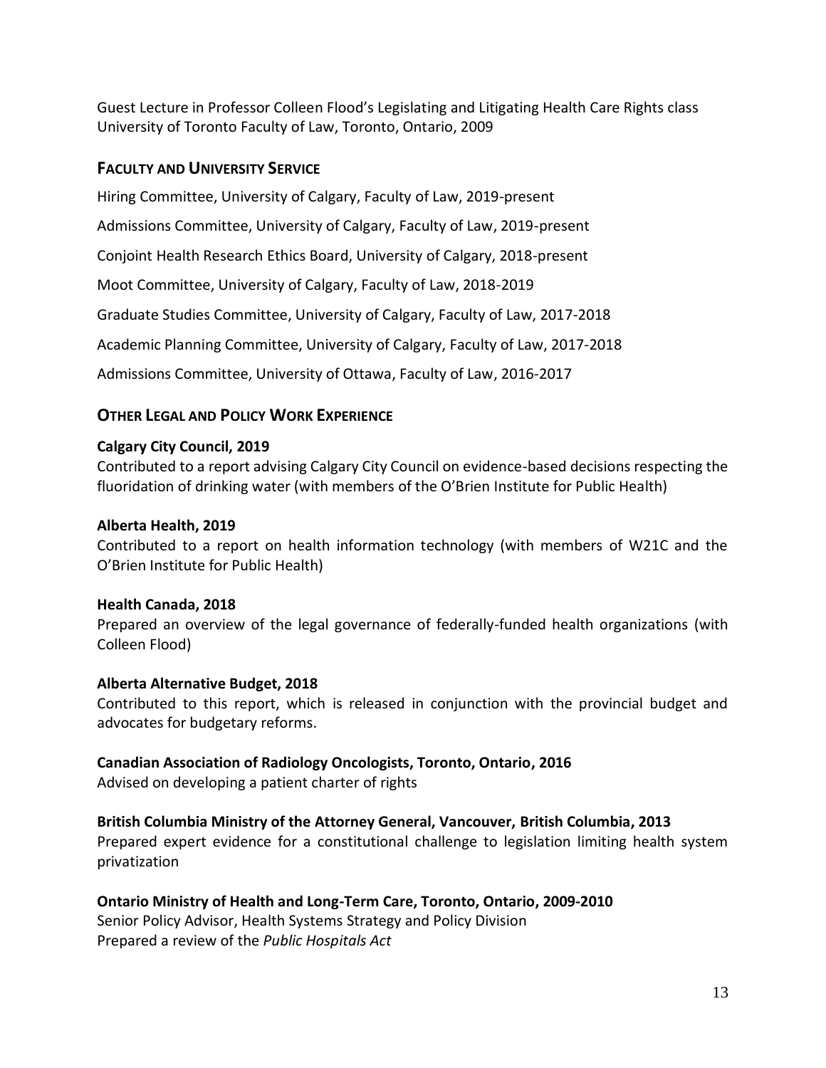Guest Lecture in Professor Colleen Flood's Legislating and Litigating Health Care Rights class
University of Toronto Faculty of Law, Toronto, Ontario, 2009

## FACULTY AND UNIVERSITY SERVICE

Hiring Committee, University of Calgary, Faculty of Law, 2019-present

Admissions Committee, University of Calgary, Faculty of Law, 2019-present

Conjoint Health Research Ethics Board, University of Calgary, 2018-present

Moot Committee, University of Calgary, Faculty of Law, 2018-2019

Graduate Studies Committee, University of Calgary, Faculty of Law, 2017-2018

Academic Planning Committee, University of Calgary, Faculty of Law, 2017-2018

Admissions Committee, University of Ottawa, Faculty of Law, 2016-2017

## OTHER LEGAL AND POLICY WORK EXPERIENCE

**Calgary City Council, 2019**
Contributed to a report advising Calgary City Council on evidence-based decisions respecting the fluoridation of drinking water (with members of the O'Brien Institute for Public Health)

**Alberta Health, 2019**
Contributed to a report on health information technology (with members of W21C and the O'Brien Institute for Public Health)

**Health Canada, 2018**
Prepared an overview of the legal governance of federally-funded health organizations (with Colleen Flood)

**Alberta Alternative Budget, 2018**
Contributed to this report, which is released in conjunction with the provincial budget and advocates for budgetary reforms.

**Canadian Association of Radiology Oncologists, Toronto, Ontario, 2016**
Advised on developing a patient charter of rights

**British Columbia Ministry of the Attorney General, Vancouver, British Columbia, 2013**
Prepared expert evidence for a constitutional challenge to legislation limiting health system privatization

**Ontario Ministry of Health and Long-Term Care, Toronto, Ontario, 2009-2010**
Senior Policy Advisor, Health Systems Strategy and Policy Division
Prepared a review of the *Public Hospitals Act*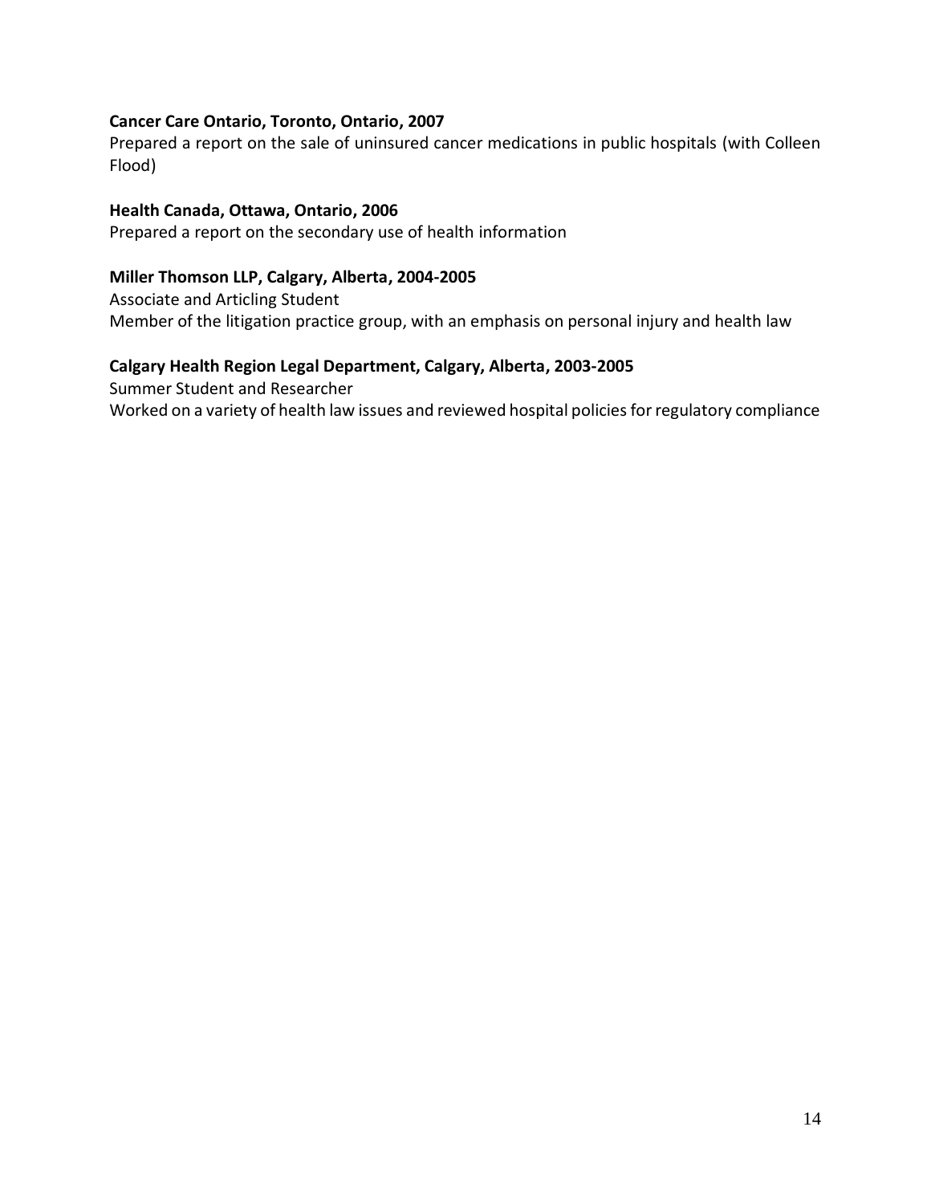**Cancer Care Ontario, Toronto, Ontario, 2007**
Prepared a report on the sale of uninsured cancer medications in public hospitals (with Colleen Flood)

**Health Canada, Ottawa, Ontario, 2006**
Prepared a report on the secondary use of health information

**Miller Thomson LLP, Calgary, Alberta, 2004-2005**
Associate and Articling Student
Member of the litigation practice group, with an emphasis on personal injury and health law

**Calgary Health Region Legal Department, Calgary, Alberta, 2003-2005**
Summer Student and Researcher
Worked on a variety of health law issues and reviewed hospital policies for regulatory compliance